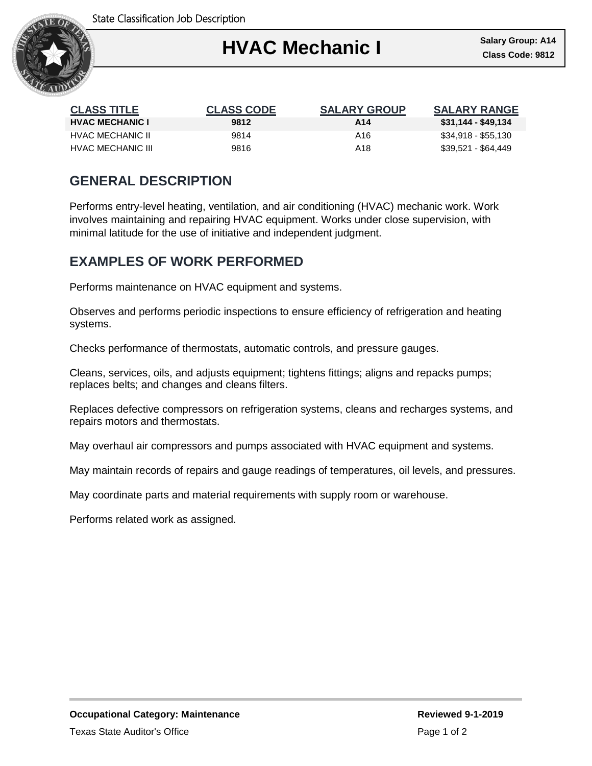State Classification Job Description

# HVAC Mechanic I

**Salary Group: A14**
**Class Code: 9812**

| CLASS TITLE | CLASS CODE | SALARY GROUP | SALARY RANGE |
|---|---|---|---|
| **HVAC MECHANIC I** | **9812** | **A14** | **$31,144 - $49,134** |
| HVAC MECHANIC II | 9814 | A16 | $34,918 - $55,130 |
| HVAC MECHANIC III | 9816 | A18 | $39,521 - $64,449 |

## GENERAL DESCRIPTION

Performs entry-level heating, ventilation, and air conditioning (HVAC) mechanic work. Work involves maintaining and repairing HVAC equipment. Works under close supervision, with minimal latitude for the use of initiative and independent judgment.

## EXAMPLES OF WORK PERFORMED

Performs maintenance on HVAC equipment and systems.

Observes and performs periodic inspections to ensure efficiency of refrigeration and heating systems.

Checks performance of thermostats, automatic controls, and pressure gauges.

Cleans, services, oils, and adjusts equipment; tightens fittings; aligns and repacks pumps; replaces belts; and changes and cleans filters.

Replaces defective compressors on refrigeration systems, cleans and recharges systems, and repairs motors and thermostats.

May overhaul air compressors and pumps associated with HVAC equipment and systems.

May maintain records of repairs and gauge readings of temperatures, oil levels, and pressures.

May coordinate parts and material requirements with supply room or warehouse.

Performs related work as assigned.

**Occupational Category: Maintenance**

**Reviewed 9-1-2019**

Texas State Auditor's Office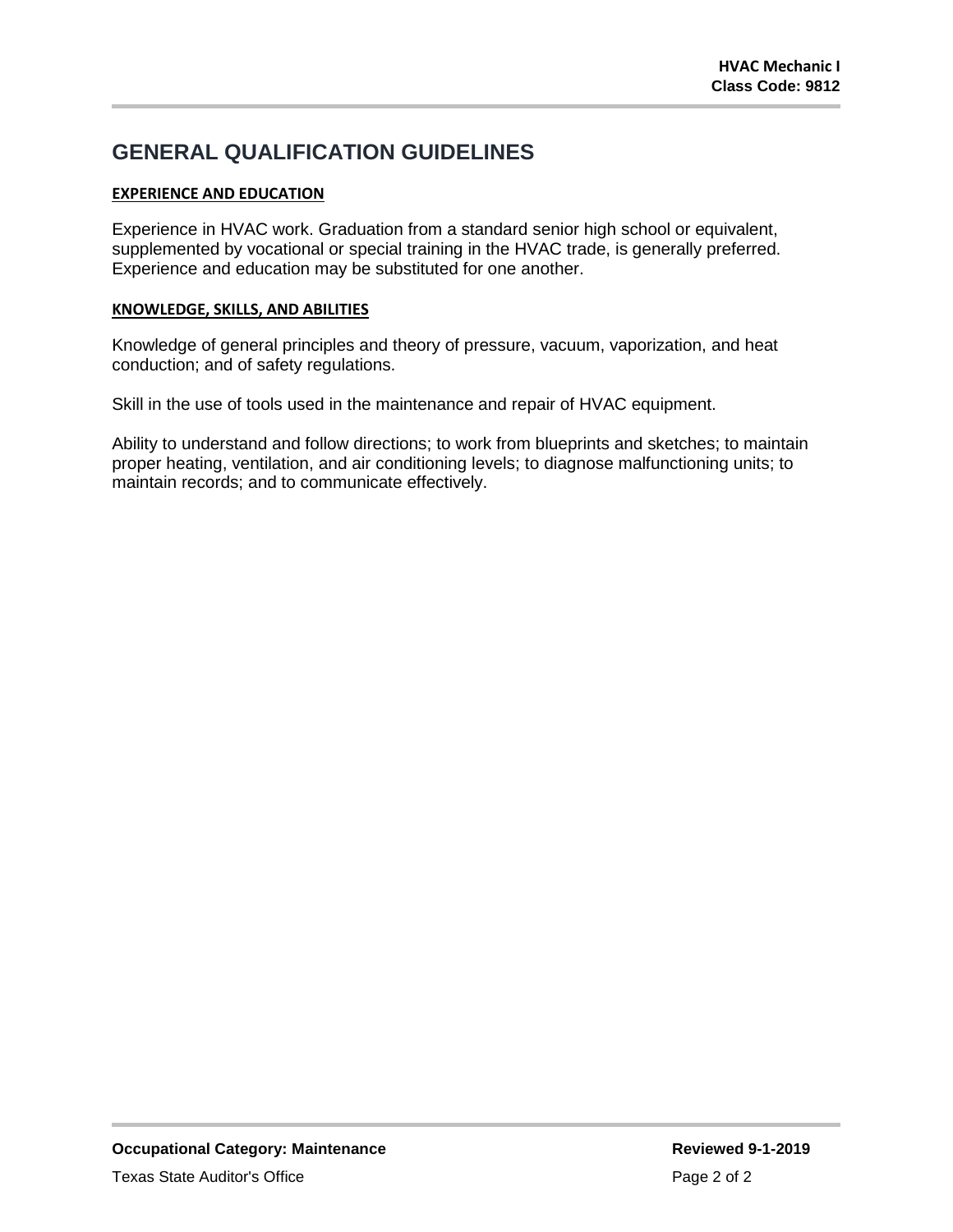# GENERAL QUALIFICATION GUIDELINES

### EXPERIENCE AND EDUCATION

Experience in HVAC work. Graduation from a standard senior high school or equivalent, supplemented by vocational or special training in the HVAC trade, is generally preferred. Experience and education may be substituted for one another.

### KNOWLEDGE, SKILLS, AND ABILITIES

Knowledge of general principles and theory of pressure, vacuum, vaporization, and heat conduction; and of safety regulations.

Skill in the use of tools used in the maintenance and repair of HVAC equipment.

Ability to understand and follow directions; to work from blueprints and sketches; to maintain proper heating, ventilation, and air conditioning levels; to diagnose malfunctioning units; to maintain records; and to communicate effectively.